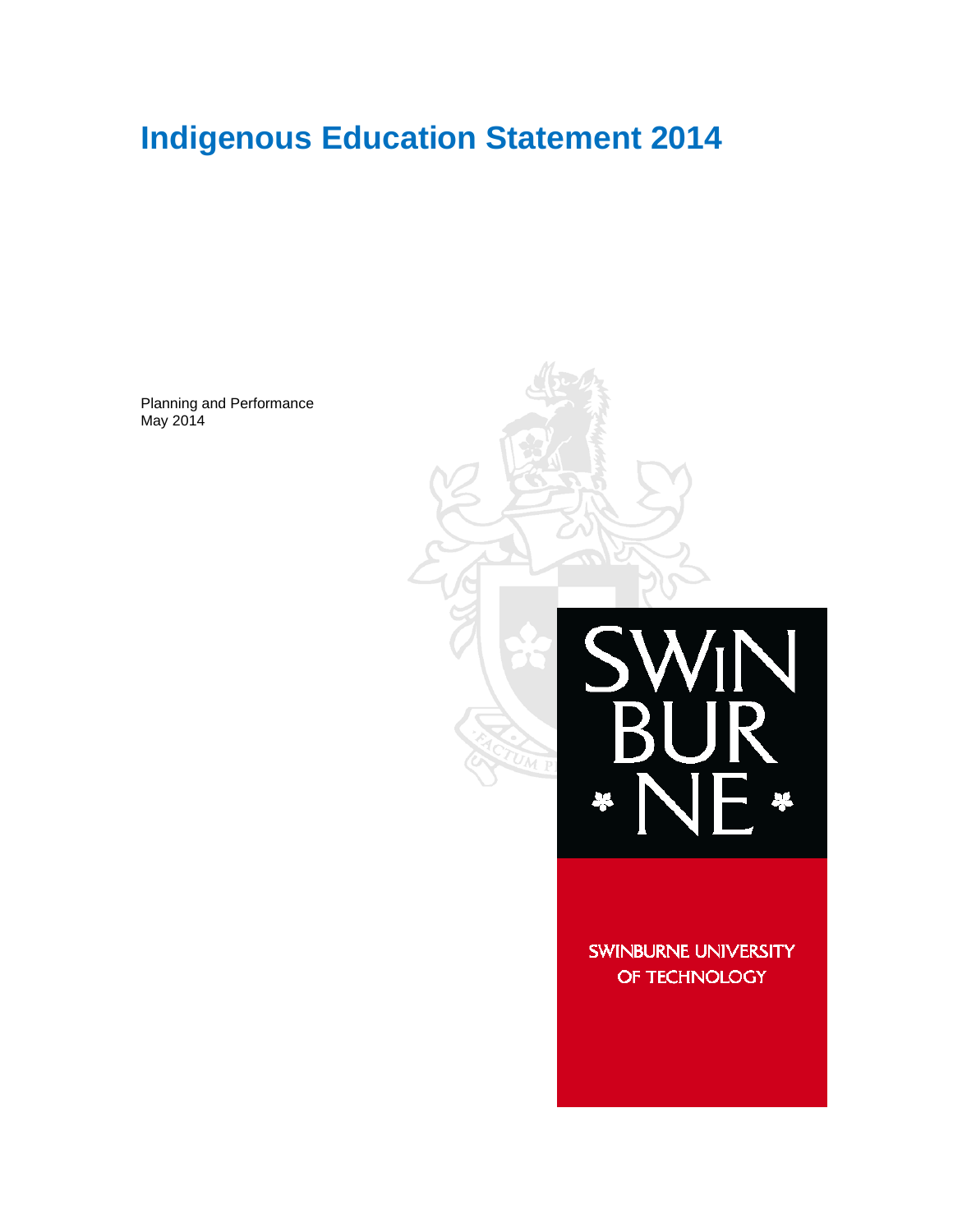# Indigenous Education Statement 2014

Planning and Performance
May 2014

SWINBURNE UNIVERSITY OF TECHNOLOGY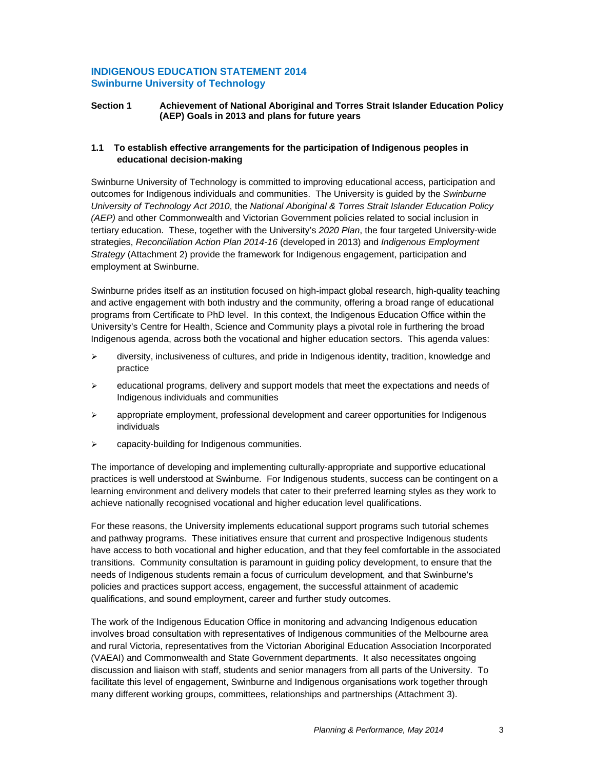## INDIGENOUS EDUCATION STATEMENT 2014
## Swinburne University of Technology

### Section 1 Achievement of National Aboriginal and Torres Strait Islander Education Policy (AEP) Goals in 2013 and plans for future years

#### 1.1 To establish effective arrangements for the participation of Indigenous peoples in educational decision-making

Swinburne University of Technology is committed to improving educational access, participation and outcomes for Indigenous individuals and communities. The University is guided by the *Swinburne University of Technology Act 2010*, the *National Aboriginal & Torres Strait Islander Education Policy (AEP)* and other Commonwealth and Victorian Government policies related to social inclusion in tertiary education. These, together with the University's *2020 Plan*, the four targeted University-wide strategies, *Reconciliation Action Plan 2014-16* (developed in 2013) and *Indigenous Employment Strategy* (Attachment 2) provide the framework for Indigenous engagement, participation and employment at Swinburne.

Swinburne prides itself as an institution focused on high-impact global research, high-quality teaching and active engagement with both industry and the community, offering a broad range of educational programs from Certificate to PhD level. In this context, the Indigenous Education Office within the University's Centre for Health, Science and Community plays a pivotal role in furthering the broad Indigenous agenda, across both the vocational and higher education sectors. This agenda values:

- diversity, inclusiveness of cultures, and pride in Indigenous identity, tradition, knowledge and practice
- educational programs, delivery and support models that meet the expectations and needs of Indigenous individuals and communities
- appropriate employment, professional development and career opportunities for Indigenous individuals
- capacity-building for Indigenous communities.

The importance of developing and implementing culturally-appropriate and supportive educational practices is well understood at Swinburne. For Indigenous students, success can be contingent on a learning environment and delivery models that cater to their preferred learning styles as they work to achieve nationally recognised vocational and higher education level qualifications.

For these reasons, the University implements educational support programs such tutorial schemes and pathway programs. These initiatives ensure that current and prospective Indigenous students have access to both vocational and higher education, and that they feel comfortable in the associated transitions. Community consultation is paramount in guiding policy development, to ensure that the needs of Indigenous students remain a focus of curriculum development, and that Swinburne's policies and practices support access, engagement, the successful attainment of academic qualifications, and sound employment, career and further study outcomes.

The work of the Indigenous Education Office in monitoring and advancing Indigenous education involves broad consultation with representatives of Indigenous communities of the Melbourne area and rural Victoria, representatives from the Victorian Aboriginal Education Association Incorporated (VAEAI) and Commonwealth and State Government departments. It also necessitates ongoing discussion and liaison with staff, students and senior managers from all parts of the University. To facilitate this level of engagement, Swinburne and Indigenous organisations work together through many different working groups, committees, relationships and partnerships (Attachment 3).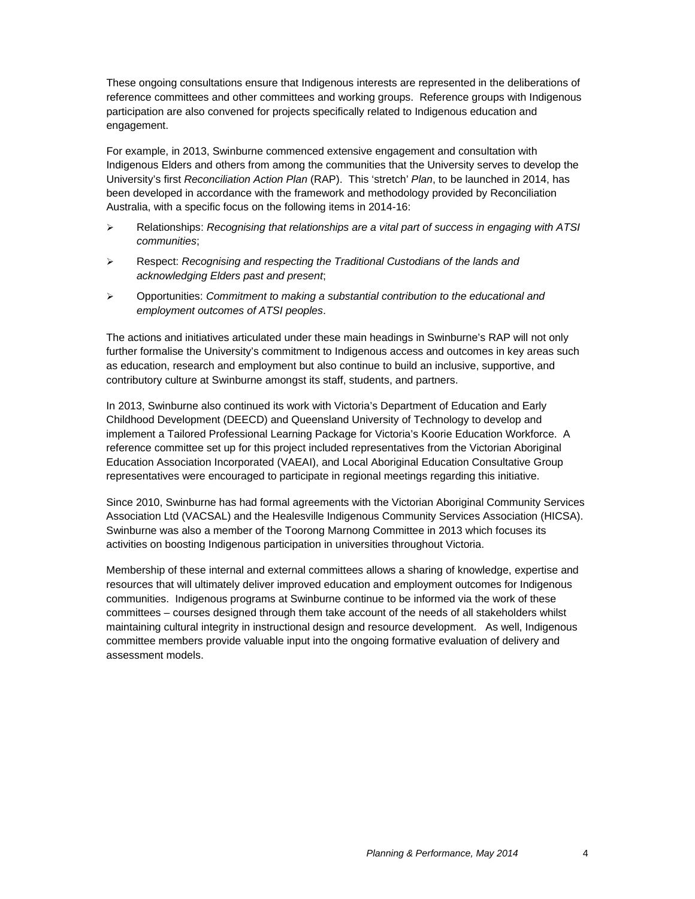These ongoing consultations ensure that Indigenous interests are represented in the deliberations of reference committees and other committees and working groups. Reference groups with Indigenous participation are also convened for projects specifically related to Indigenous education and engagement.

For example, in 2013, Swinburne commenced extensive engagement and consultation with Indigenous Elders and others from among the communities that the University serves to develop the University's first *Reconciliation Action Plan* (RAP). This 'stretch' *Plan*, to be launched in 2014, has been developed in accordance with the framework and methodology provided by Reconciliation Australia, with a specific focus on the following items in 2014-16:

- Relationships: *Recognising that relationships are a vital part of success in engaging with ATSI communities*;
- Respect: *Recognising and respecting the Traditional Custodians of the lands and acknowledging Elders past and present*;
- Opportunities: *Commitment to making a substantial contribution to the educational and employment outcomes of ATSI peoples*.

The actions and initiatives articulated under these main headings in Swinburne's RAP will not only further formalise the University's commitment to Indigenous access and outcomes in key areas such as education, research and employment but also continue to build an inclusive, supportive, and contributory culture at Swinburne amongst its staff, students, and partners.

In 2013, Swinburne also continued its work with Victoria's Department of Education and Early Childhood Development (DEECD) and Queensland University of Technology to develop and implement a Tailored Professional Learning Package for Victoria's Koorie Education Workforce. A reference committee set up for this project included representatives from the Victorian Aboriginal Education Association Incorporated (VAEAI), and Local Aboriginal Education Consultative Group representatives were encouraged to participate in regional meetings regarding this initiative.

Since 2010, Swinburne has had formal agreements with the Victorian Aboriginal Community Services Association Ltd (VACSAL) and the Healesville Indigenous Community Services Association (HICSA). Swinburne was also a member of the Toorong Marnong Committee in 2013 which focuses its activities on boosting Indigenous participation in universities throughout Victoria.

Membership of these internal and external committees allows a sharing of knowledge, expertise and resources that will ultimately deliver improved education and employment outcomes for Indigenous communities. Indigenous programs at Swinburne continue to be informed via the work of these committees – courses designed through them take account of the needs of all stakeholders whilst maintaining cultural integrity in instructional design and resource development. As well, Indigenous committee members provide valuable input into the ongoing formative evaluation of delivery and assessment models.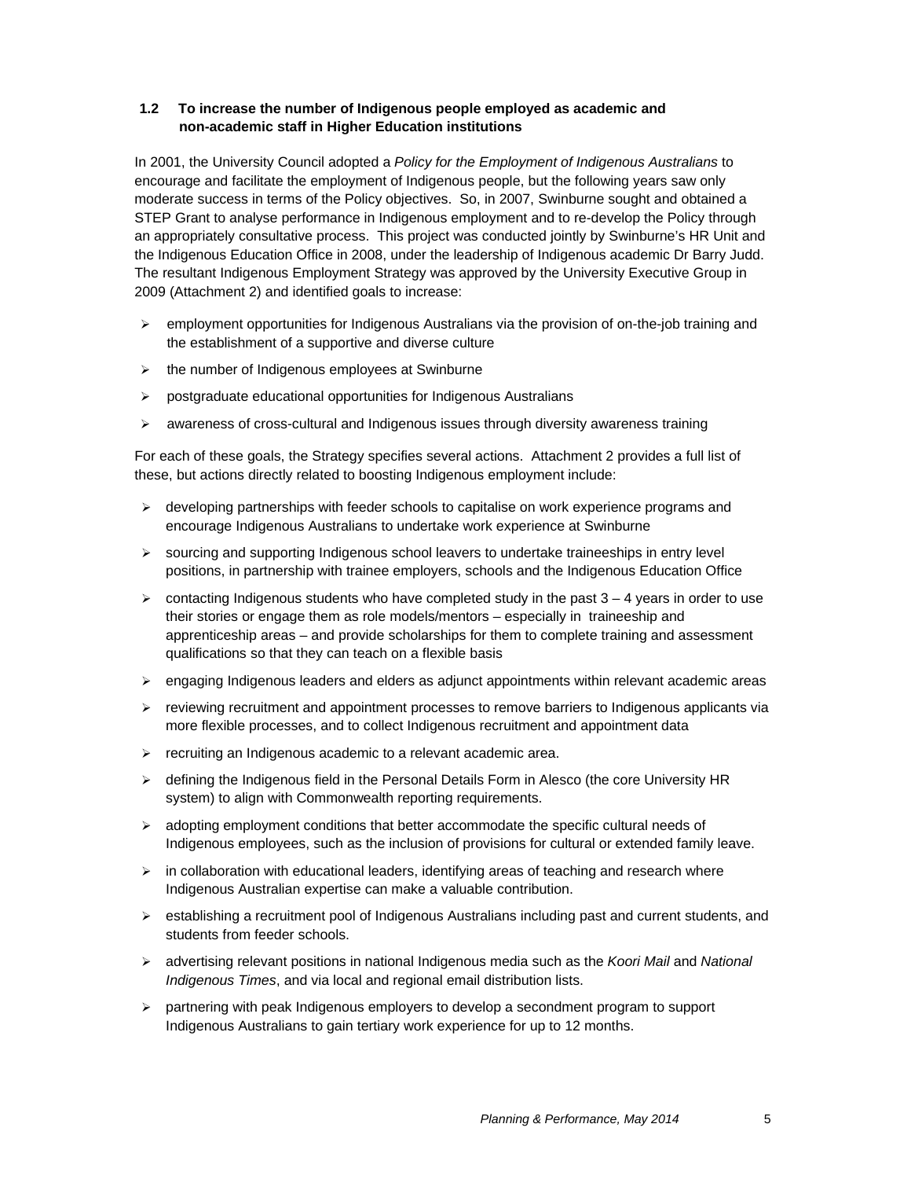### 1.2 To increase the number of Indigenous people employed as academic and non-academic staff in Higher Education institutions

In 2001, the University Council adopted a *Policy for the Employment of Indigenous Australians* to encourage and facilitate the employment of Indigenous people, but the following years saw only moderate success in terms of the Policy objectives. So, in 2007, Swinburne sought and obtained a STEP Grant to analyse performance in Indigenous employment and to re-develop the Policy through an appropriately consultative process. This project was conducted jointly by Swinburne's HR Unit and the Indigenous Education Office in 2008, under the leadership of Indigenous academic Dr Barry Judd. The resultant Indigenous Employment Strategy was approved by the University Executive Group in 2009 (Attachment 2) and identified goals to increase:

- employment opportunities for Indigenous Australians via the provision of on-the-job training and the establishment of a supportive and diverse culture
- the number of Indigenous employees at Swinburne
- postgraduate educational opportunities for Indigenous Australians
- awareness of cross-cultural and Indigenous issues through diversity awareness training

For each of these goals, the Strategy specifies several actions. Attachment 2 provides a full list of these, but actions directly related to boosting Indigenous employment include:

- developing partnerships with feeder schools to capitalise on work experience programs and encourage Indigenous Australians to undertake work experience at Swinburne
- sourcing and supporting Indigenous school leavers to undertake traineeships in entry level positions, in partnership with trainee employers, schools and the Indigenous Education Office
- contacting Indigenous students who have completed study in the past 3 – 4 years in order to use their stories or engage them as role models/mentors – especially in traineeship and apprenticeship areas – and provide scholarships for them to complete training and assessment qualifications so that they can teach on a flexible basis
- engaging Indigenous leaders and elders as adjunct appointments within relevant academic areas
- reviewing recruitment and appointment processes to remove barriers to Indigenous applicants via more flexible processes, and to collect Indigenous recruitment and appointment data
- recruiting an Indigenous academic to a relevant academic area.
- defining the Indigenous field in the Personal Details Form in Alesco (the core University HR system) to align with Commonwealth reporting requirements.
- adopting employment conditions that better accommodate the specific cultural needs of Indigenous employees, such as the inclusion of provisions for cultural or extended family leave.
- in collaboration with educational leaders, identifying areas of teaching and research where Indigenous Australian expertise can make a valuable contribution.
- establishing a recruitment pool of Indigenous Australians including past and current students, and students from feeder schools.
- advertising relevant positions in national Indigenous media such as the *Koori Mail* and *National Indigenous Times*, and via local and regional email distribution lists.
- partnering with peak Indigenous employers to develop a secondment program to support Indigenous Australians to gain tertiary work experience for up to 12 months.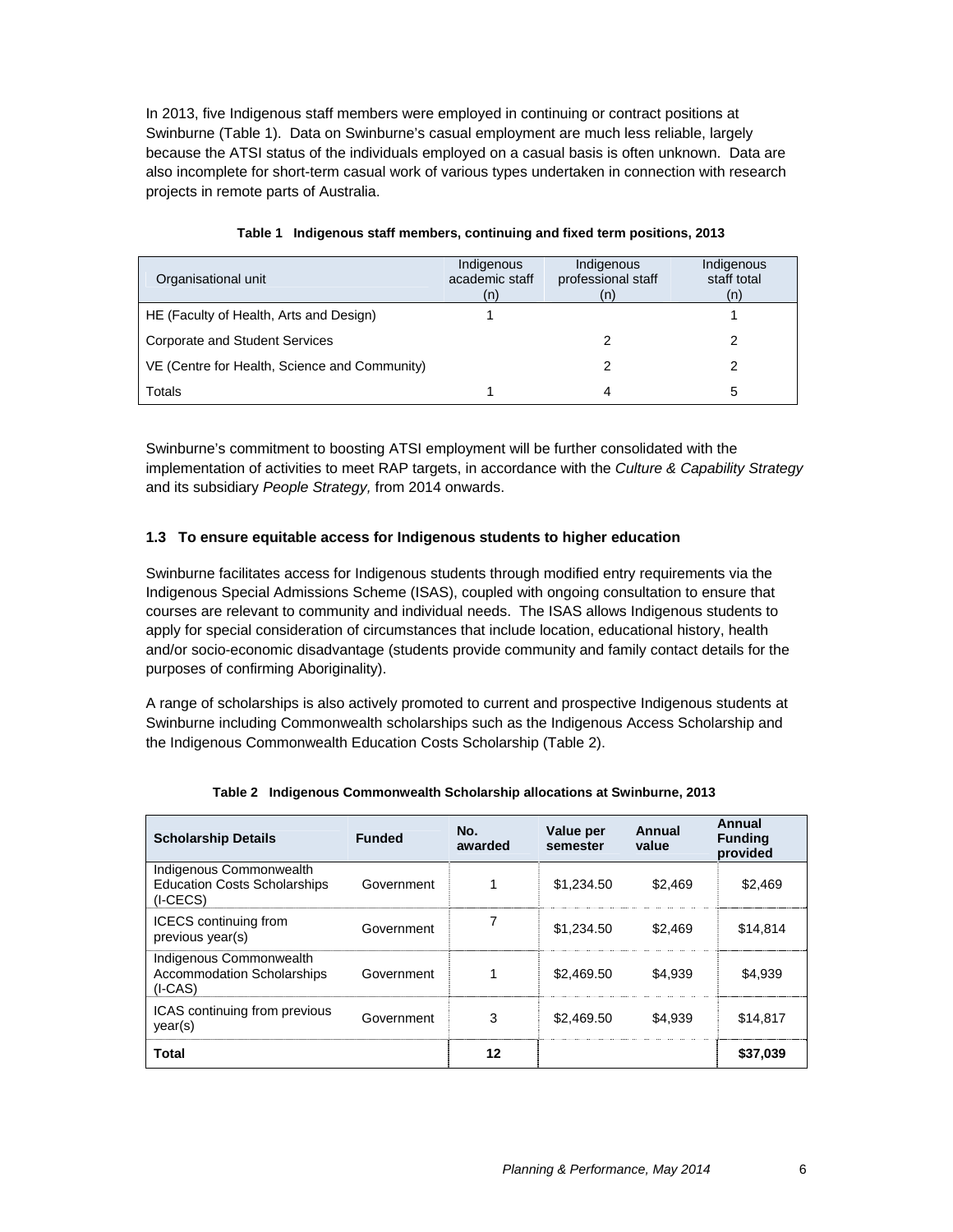In 2013, five Indigenous staff members were employed in continuing or contract positions at Swinburne (Table 1). Data on Swinburne's casual employment are much less reliable, largely because the ATSI status of the individuals employed on a casual basis is often unknown. Data are also incomplete for short-term casual work of various types undertaken in connection with research projects in remote parts of Australia.

**Table 1 Indigenous staff members, continuing and fixed term positions, 2013**

| Organisational unit | Indigenous academic staff (n) | Indigenous professional staff (n) | Indigenous staff total (n) |
|---|---|---|---|
| HE (Faculty of Health, Arts and Design) | 1 | | 1 |
| Corporate and Student Services | | 2 | 2 |
| VE (Centre for Health, Science and Community) | | 2 | 2 |
| Totals | 1 | 4 | 5 |

Swinburne's commitment to boosting ATSI employment will be further consolidated with the implementation of activities to meet RAP targets, in accordance with the *Culture & Capability Strategy* and its subsidiary *People Strategy,* from 2014 onwards.

### 1.3 To ensure equitable access for Indigenous students to higher education

Swinburne facilitates access for Indigenous students through modified entry requirements via the Indigenous Special Admissions Scheme (ISAS), coupled with ongoing consultation to ensure that courses are relevant to community and individual needs. The ISAS allows Indigenous students to apply for special consideration of circumstances that include location, educational history, health and/or socio-economic disadvantage (students provide community and family contact details for the purposes of confirming Aboriginality).

A range of scholarships is also actively promoted to current and prospective Indigenous students at Swinburne including Commonwealth scholarships such as the Indigenous Access Scholarship and the Indigenous Commonwealth Education Costs Scholarship (Table 2).

**Table 2 Indigenous Commonwealth Scholarship allocations at Swinburne, 2013**

| Scholarship Details | Funded | No. awarded | Value per semester | Annual value | Annual Funding provided |
|---|---|---|---|---|---|
| Indigenous Commonwealth Education Costs Scholarships (I-CECS) | Government | 1 | $1,234.50 | $2,469 | $2,469 |
| ICECS continuing from previous year(s) | Government | 7 | $1,234.50 | $2,469 | $14,814 |
| Indigenous Commonwealth Accommodation Scholarships (I-CAS) | Government | 1 | $2,469.50 | $4,939 | $4,939 |
| ICAS continuing from previous year(s) | Government | 3 | $2,469.50 | $4,939 | $14,817 |
| **Total** | | **12** | | | **$37,039** |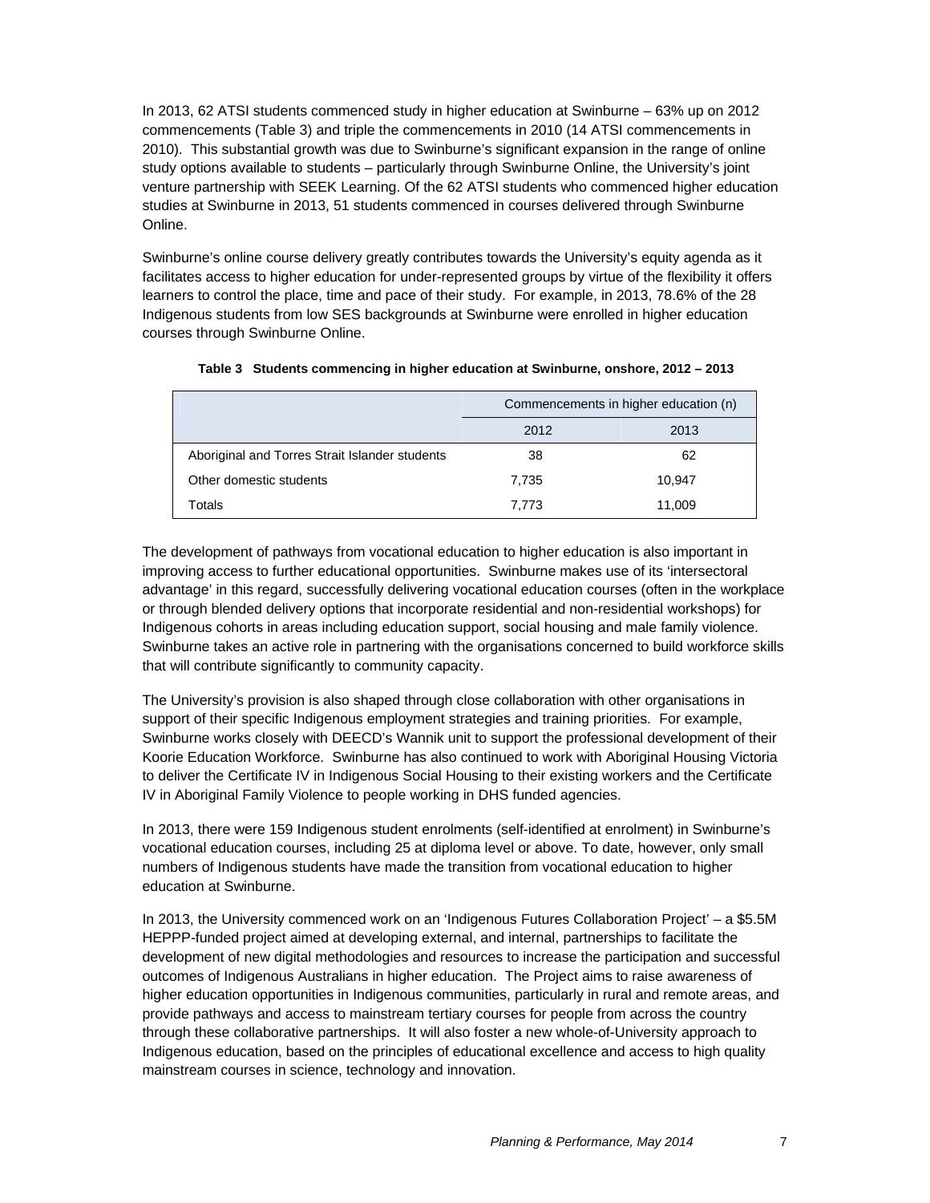In 2013, 62 ATSI students commenced study in higher education at Swinburne – 63% up on 2012 commencements (Table 3) and triple the commencements in 2010 (14 ATSI commencements in 2010). This substantial growth was due to Swinburne's significant expansion in the range of online study options available to students – particularly through Swinburne Online, the University's joint venture partnership with SEEK Learning. Of the 62 ATSI students who commenced higher education studies at Swinburne in 2013, 51 students commenced in courses delivered through Swinburne Online.

Swinburne's online course delivery greatly contributes towards the University's equity agenda as it facilitates access to higher education for under-represented groups by virtue of the flexibility it offers learners to control the place, time and pace of their study. For example, in 2013, 78.6% of the 28 Indigenous students from low SES backgrounds at Swinburne were enrolled in higher education courses through Swinburne Online.

**Table 3 Students commencing in higher education at Swinburne, onshore, 2012 – 2013**

| | Commencements in higher education (n) | |
|---|---|---|
| | 2012 | 2013 |
| Aboriginal and Torres Strait Islander students | 38 | 62 |
| Other domestic students | 7,735 | 10,947 |
| Totals | 7,773 | 11,009 |

The development of pathways from vocational education to higher education is also important in improving access to further educational opportunities. Swinburne makes use of its 'intersectoral advantage' in this regard, successfully delivering vocational education courses (often in the workplace or through blended delivery options that incorporate residential and non-residential workshops) for Indigenous cohorts in areas including education support, social housing and male family violence. Swinburne takes an active role in partnering with the organisations concerned to build workforce skills that will contribute significantly to community capacity.

The University's provision is also shaped through close collaboration with other organisations in support of their specific Indigenous employment strategies and training priorities. For example, Swinburne works closely with DEECD's Wannik unit to support the professional development of their Koorie Education Workforce. Swinburne has also continued to work with Aboriginal Housing Victoria to deliver the Certificate IV in Indigenous Social Housing to their existing workers and the Certificate IV in Aboriginal Family Violence to people working in DHS funded agencies.

In 2013, there were 159 Indigenous student enrolments (self-identified at enrolment) in Swinburne's vocational education courses, including 25 at diploma level or above. To date, however, only small numbers of Indigenous students have made the transition from vocational education to higher education at Swinburne.

In 2013, the University commenced work on an 'Indigenous Futures Collaboration Project' – a $5.5M HEPPP-funded project aimed at developing external, and internal, partnerships to facilitate the development of new digital methodologies and resources to increase the participation and successful outcomes of Indigenous Australians in higher education. The Project aims to raise awareness of higher education opportunities in Indigenous communities, particularly in rural and remote areas, and provide pathways and access to mainstream tertiary courses for people from across the country through these collaborative partnerships. It will also foster a new whole-of-University approach to Indigenous education, based on the principles of educational excellence and access to high quality mainstream courses in science, technology and innovation.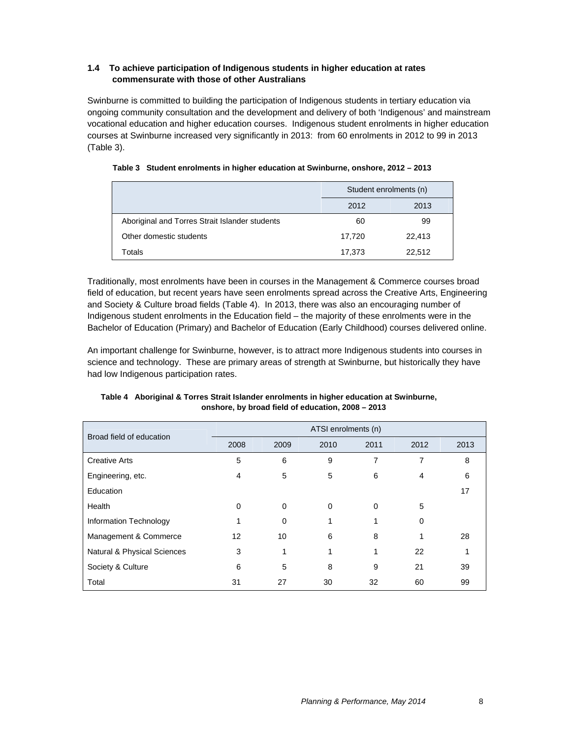### 1.4 To achieve participation of Indigenous students in higher education at rates commensurate with those of other Australians

Swinburne is committed to building the participation of Indigenous students in tertiary education via ongoing community consultation and the development and delivery of both 'Indigenous' and mainstream vocational education and higher education courses. Indigenous student enrolments in higher education courses at Swinburne increased very significantly in 2013: from 60 enrolments in 2012 to 99 in 2013 (Table 3).

**Table 3 Student enrolments in higher education at Swinburne, onshore, 2012 – 2013**

| | Student enrolments (n) | |
|---|---|---|
| | 2012 | 2013 |
| Aboriginal and Torres Strait Islander students | 60 | 99 |
| Other domestic students | 17,720 | 22,413 |
| Totals | 17,373 | 22,512 |

Traditionally, most enrolments have been in courses in the Management & Commerce courses broad field of education, but recent years have seen enrolments spread across the Creative Arts, Engineering and Society & Culture broad fields (Table 4). In 2013, there was also an encouraging number of Indigenous student enrolments in the Education field – the majority of these enrolments were in the Bachelor of Education (Primary) and Bachelor of Education (Early Childhood) courses delivered online.

An important challenge for Swinburne, however, is to attract more Indigenous students into courses in science and technology. These are primary areas of strength at Swinburne, but historically they have had low Indigenous participation rates.

**Table 4 Aboriginal & Torres Strait Islander enrolments in higher education at Swinburne, onshore, by broad field of education, 2008 – 2013**

| Broad field of education | ATSI enrolments (n) | | | | | |
|---|---|---|---|---|---|---|
| | 2008 | 2009 | 2010 | 2011 | 2012 | 2013 |
| Creative Arts | 5 | 6 | 9 | 7 | 7 | 8 |
| Engineering, etc. | 4 | 5 | 5 | 6 | 4 | 6 |
| Education | | | | | | 17 |
| Health | 0 | 0 | 0 | 0 | 5 | |
| Information Technology | 1 | 0 | 1 | 1 | 0 | |
| Management & Commerce | 12 | 10 | 6 | 8 | 1 | 28 |
| Natural & Physical Sciences | 3 | 1 | 1 | 1 | 22 | 1 |
| Society & Culture | 6 | 5 | 8 | 9 | 21 | 39 |
| Total | 31 | 27 | 30 | 32 | 60 | 99 |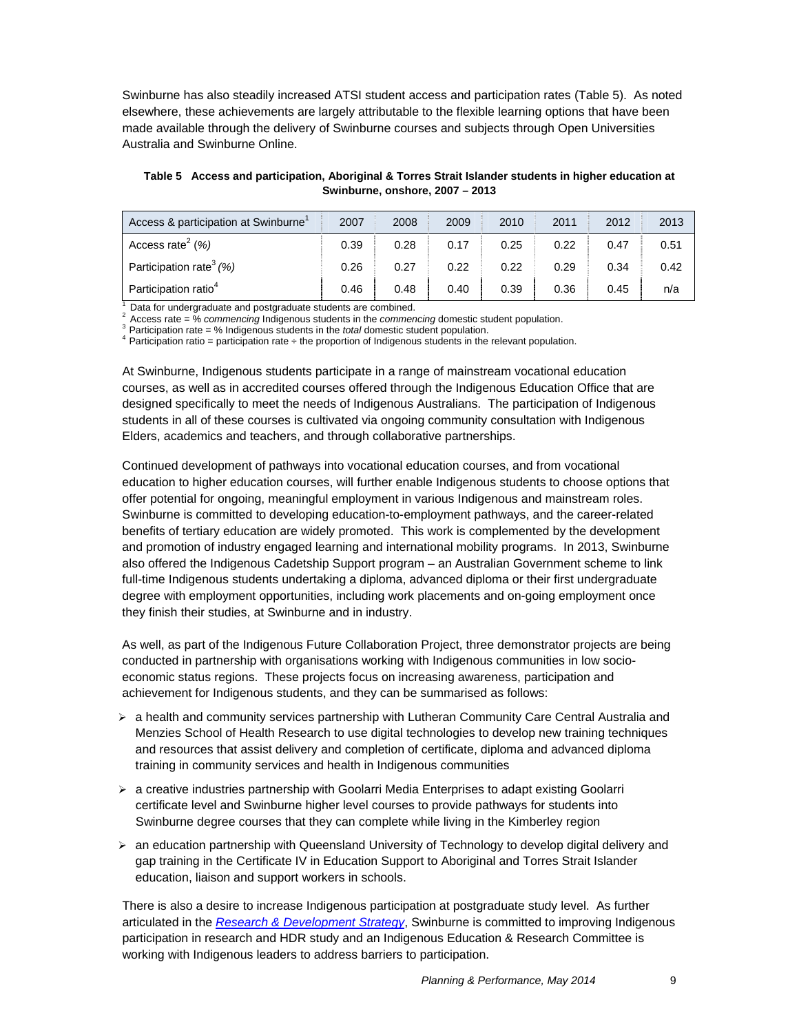Swinburne has also steadily increased ATSI student access and participation rates (Table 5). As noted elsewhere, these achievements are largely attributable to the flexible learning options that have been made available through the delivery of Swinburne courses and subjects through Open Universities Australia and Swinburne Online.

**Table 5 Access and participation, Aboriginal & Torres Strait Islander students in higher education at Swinburne, onshore, 2007 – 2013**

| Access & participation at Swinburne[1] | 2007 | 2008 | 2009 | 2010 | 2011 | 2012 | 2013 |
|---|---|---|---|---|---|---|---|
| Access rate[2] *(%)* | 0.39 | 0.28 | 0.17 | 0.25 | 0.22 | 0.47 | 0.51 |
| Participation rate[3] *(%)* | 0.26 | 0.27 | 0.22 | 0.22 | 0.29 | 0.34 | 0.42 |
| Participation ratio[4] | 0.46 | 0.48 | 0.40 | 0.39 | 0.36 | 0.45 | n/a |

[1] Data for undergraduate and postgraduate students are combined.
[2] Access rate = % *commencing* Indigenous students in the *commencing* domestic student population.
[3] Participation rate = % Indigenous students in the *total* domestic student population.
[4] Participation ratio = participation rate ÷ the proportion of Indigenous students in the relevant population.

At Swinburne, Indigenous students participate in a range of mainstream vocational education courses, as well as in accredited courses offered through the Indigenous Education Office that are designed specifically to meet the needs of Indigenous Australians. The participation of Indigenous students in all of these courses is cultivated via ongoing community consultation with Indigenous Elders, academics and teachers, and through collaborative partnerships.

Continued development of pathways into vocational education courses, and from vocational education to higher education courses, will further enable Indigenous students to choose options that offer potential for ongoing, meaningful employment in various Indigenous and mainstream roles. Swinburne is committed to developing education-to-employment pathways, and the career-related benefits of tertiary education are widely promoted. This work is complemented by the development and promotion of industry engaged learning and international mobility programs. In 2013, Swinburne also offered the Indigenous Cadetship Support program – an Australian Government scheme to link full-time Indigenous students undertaking a diploma, advanced diploma or their first undergraduate degree with employment opportunities, including work placements and on-going employment once they finish their studies, at Swinburne and in industry.

As well, as part of the Indigenous Future Collaboration Project, three demonstrator projects are being conducted in partnership with organisations working with Indigenous communities in low socio-economic status regions. These projects focus on increasing awareness, participation and achievement for Indigenous students, and they can be summarised as follows:

- a health and community services partnership with Lutheran Community Care Central Australia and Menzies School of Health Research to use digital technologies to develop new training techniques and resources that assist delivery and completion of certificate, diploma and advanced diploma training in community services and health in Indigenous communities
- a creative industries partnership with Goolarri Media Enterprises to adapt existing Goolarri certificate level and Swinburne higher level courses to provide pathways for students into Swinburne degree courses that they can complete while living in the Kimberley region
- an education partnership with Queensland University of Technology to develop digital delivery and gap training in the Certificate IV in Education Support to Aboriginal and Torres Strait Islander education, liaison and support workers in schools.

There is also a desire to increase Indigenous participation at postgraduate study level. As further articulated in the *Research & Development Strategy*, Swinburne is committed to improving Indigenous participation in research and HDR study and an Indigenous Education & Research Committee is working with Indigenous leaders to address barriers to participation.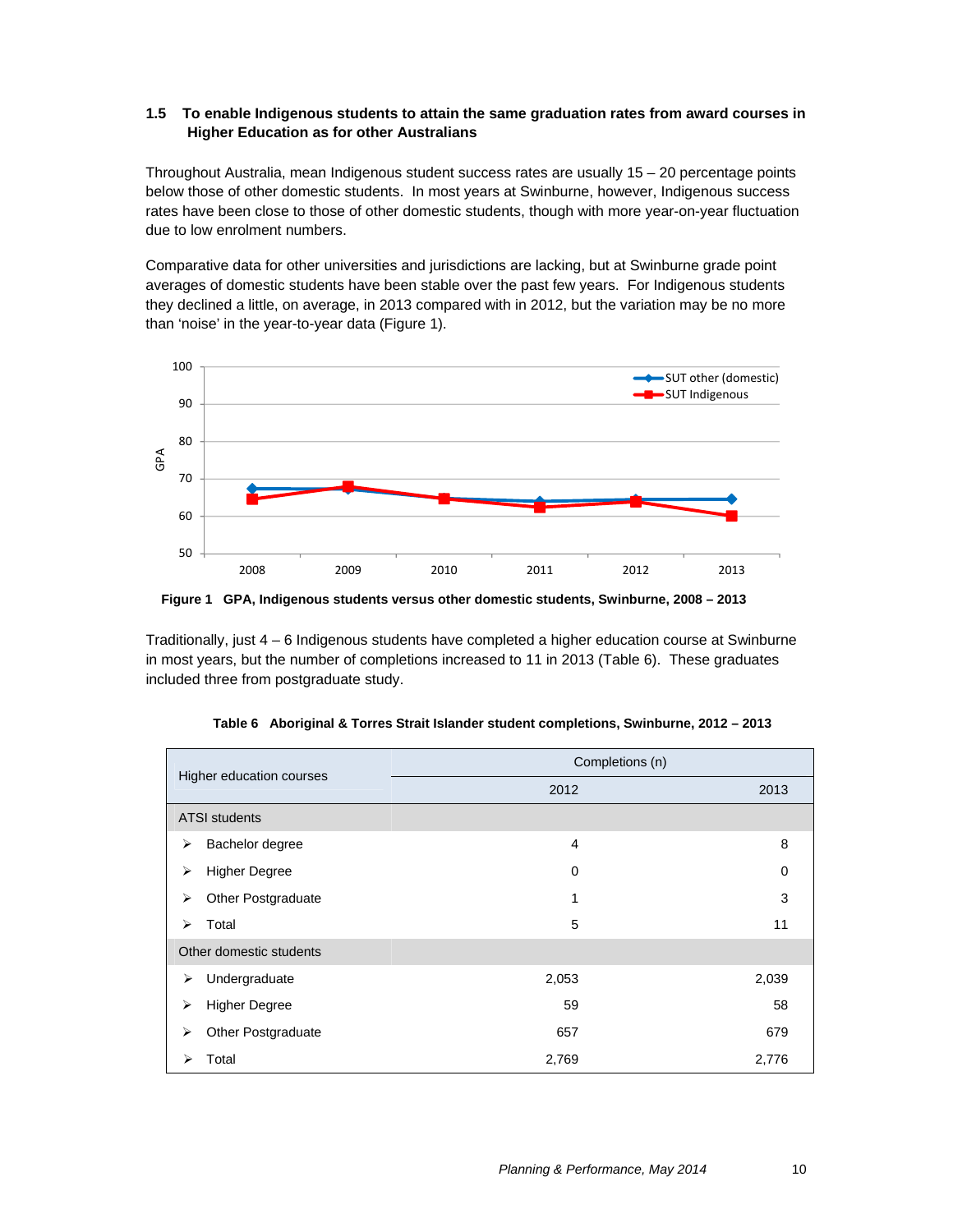### 1.5 To enable Indigenous students to attain the same graduation rates from award courses in Higher Education as for other Australians

Throughout Australia, mean Indigenous student success rates are usually 15 – 20 percentage points below those of other domestic students. In most years at Swinburne, however, Indigenous success rates have been close to those of other domestic students, though with more year-on-year fluctuation due to low enrolment numbers.

Comparative data for other universities and jurisdictions are lacking, but at Swinburne grade point averages of domestic students have been stable over the past few years. For Indigenous students they declined a little, on average, in 2013 compared with in 2012, but the variation may be no more than 'noise' in the year-to-year data (Figure 1).

**Figure 1 GPA, Indigenous students versus other domestic students, Swinburne, 2008 – 2013**

Traditionally, just 4 – 6 Indigenous students have completed a higher education course at Swinburne in most years, but the number of completions increased to 11 in 2013 (Table 6). These graduates included three from postgraduate study.

**Table 6 Aboriginal & Torres Strait Islander student completions, Swinburne, 2012 – 2013**

| Higher education courses | Completions (n) | |
|---|---|---|
| | 2012 | 2013 |
| **ATSI students** | | |
| ➢ Bachelor degree | 4 | 8 |
| ➢ Higher Degree | 0 | 0 |
| ➢ Other Postgraduate | 1 | 3 |
| ➢ Total | 5 | 11 |
| **Other domestic students** | | |
| ➢ Undergraduate | 2,053 | 2,039 |
| ➢ Higher Degree | 59 | 58 |
| ➢ Other Postgraduate | 657 | 679 |
| ➢ Total | 2,769 | 2,776 |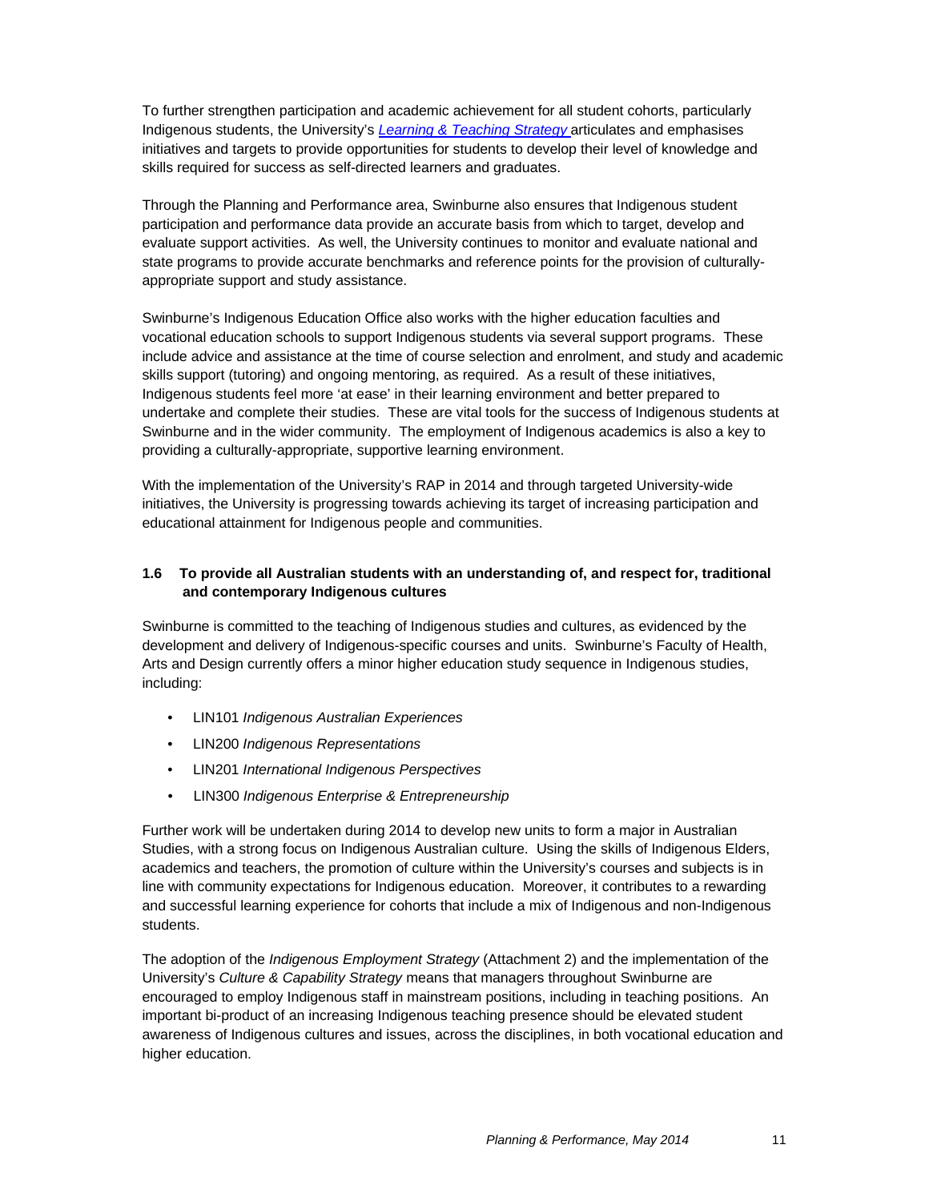To further strengthen participation and academic achievement for all student cohorts, particularly Indigenous students, the University's [*Learning & Teaching Strategy*](#) articulates and emphasises initiatives and targets to provide opportunities for students to develop their level of knowledge and skills required for success as self-directed learners and graduates.

Through the Planning and Performance area, Swinburne also ensures that Indigenous student participation and performance data provide an accurate basis from which to target, develop and evaluate support activities. As well, the University continues to monitor and evaluate national and state programs to provide accurate benchmarks and reference points for the provision of culturally-appropriate support and study assistance.

Swinburne's Indigenous Education Office also works with the higher education faculties and vocational education schools to support Indigenous students via several support programs. These include advice and assistance at the time of course selection and enrolment, and study and academic skills support (tutoring) and ongoing mentoring, as required. As a result of these initiatives, Indigenous students feel more 'at ease' in their learning environment and better prepared to undertake and complete their studies. These are vital tools for the success of Indigenous students at Swinburne and in the wider community. The employment of Indigenous academics is also a key to providing a culturally-appropriate, supportive learning environment.

With the implementation of the University's RAP in 2014 and through targeted University-wide initiatives, the University is progressing towards achieving its target of increasing participation and educational attainment for Indigenous people and communities.

### 1.6 To provide all Australian students with an understanding of, and respect for, traditional and contemporary Indigenous cultures

Swinburne is committed to the teaching of Indigenous studies and cultures, as evidenced by the development and delivery of Indigenous-specific courses and units. Swinburne's Faculty of Health, Arts and Design currently offers a minor higher education study sequence in Indigenous studies, including:

- LIN101 *Indigenous Australian Experiences*
- LIN200 *Indigenous Representations*
- LIN201 *International Indigenous Perspectives*
- LIN300 *Indigenous Enterprise & Entrepreneurship*

Further work will be undertaken during 2014 to develop new units to form a major in Australian Studies, with a strong focus on Indigenous Australian culture. Using the skills of Indigenous Elders, academics and teachers, the promotion of culture within the University's courses and subjects is in line with community expectations for Indigenous education. Moreover, it contributes to a rewarding and successful learning experience for cohorts that include a mix of Indigenous and non-Indigenous students.

The adoption of the *Indigenous Employment Strategy* (Attachment 2) and the implementation of the University's *Culture & Capability Strategy* means that managers throughout Swinburne are encouraged to employ Indigenous staff in mainstream positions, including in teaching positions. An important bi-product of an increasing Indigenous teaching presence should be elevated student awareness of Indigenous cultures and issues, across the disciplines, in both vocational education and higher education.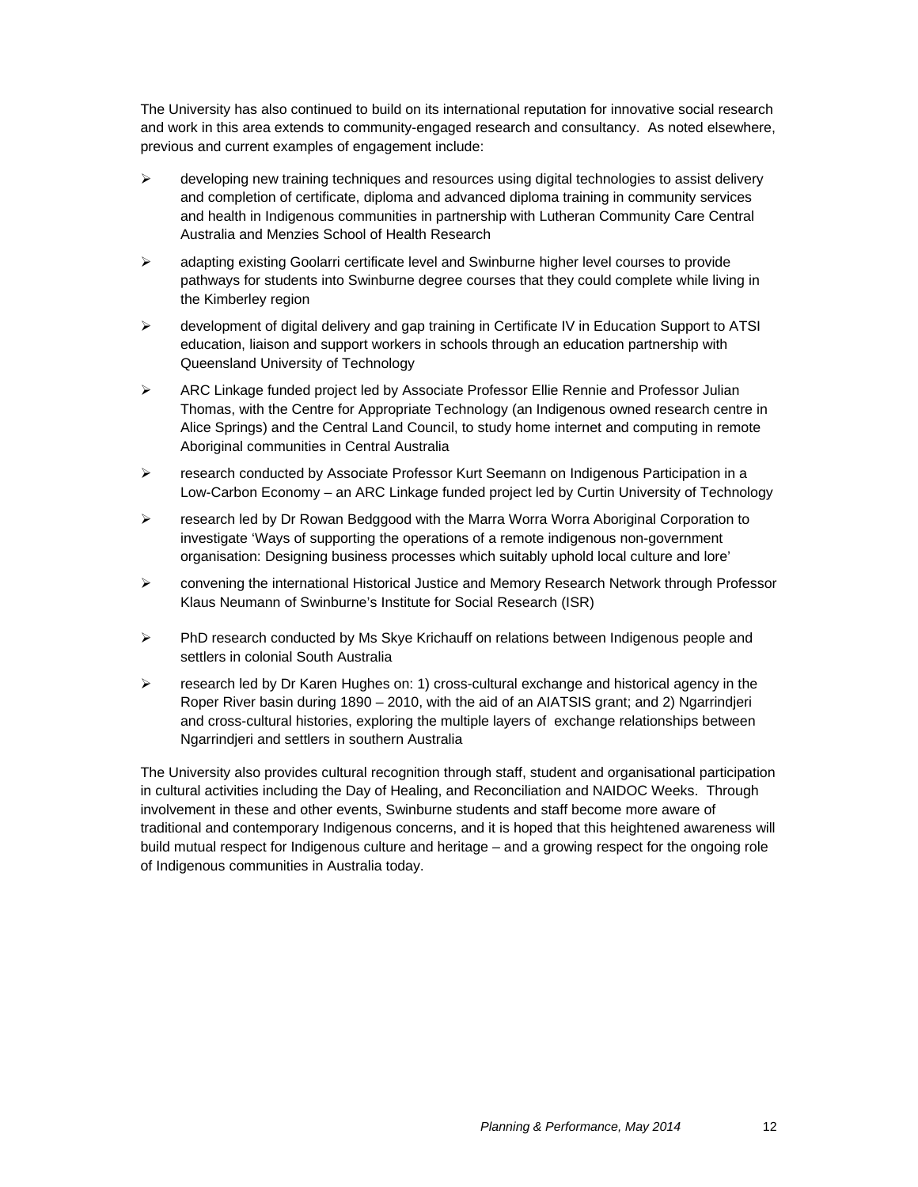The University has also continued to build on its international reputation for innovative social research and work in this area extends to community-engaged research and consultancy. As noted elsewhere, previous and current examples of engagement include:

- developing new training techniques and resources using digital technologies to assist delivery and completion of certificate, diploma and advanced diploma training in community services and health in Indigenous communities in partnership with Lutheran Community Care Central Australia and Menzies School of Health Research
- adapting existing Goolarri certificate level and Swinburne higher level courses to provide pathways for students into Swinburne degree courses that they could complete while living in the Kimberley region
- development of digital delivery and gap training in Certificate IV in Education Support to ATSI education, liaison and support workers in schools through an education partnership with Queensland University of Technology
- ARC Linkage funded project led by Associate Professor Ellie Rennie and Professor Julian Thomas, with the Centre for Appropriate Technology (an Indigenous owned research centre in Alice Springs) and the Central Land Council, to study home internet and computing in remote Aboriginal communities in Central Australia
- research conducted by Associate Professor Kurt Seemann on Indigenous Participation in a Low-Carbon Economy – an ARC Linkage funded project led by Curtin University of Technology
- research led by Dr Rowan Bedggood with the Marra Worra Worra Aboriginal Corporation to investigate 'Ways of supporting the operations of a remote indigenous non-government organisation: Designing business processes which suitably uphold local culture and lore'
- convening the international Historical Justice and Memory Research Network through Professor Klaus Neumann of Swinburne's Institute for Social Research (ISR)
- PhD research conducted by Ms Skye Krichauff on relations between Indigenous people and settlers in colonial South Australia
- research led by Dr Karen Hughes on: 1) cross-cultural exchange and historical agency in the Roper River basin during 1890 – 2010, with the aid of an AIATSIS grant; and 2) Ngarrindjeri and cross-cultural histories, exploring the multiple layers of exchange relationships between Ngarrindjeri and settlers in southern Australia

The University also provides cultural recognition through staff, student and organisational participation in cultural activities including the Day of Healing, and Reconciliation and NAIDOC Weeks. Through involvement in these and other events, Swinburne students and staff become more aware of traditional and contemporary Indigenous concerns, and it is hoped that this heightened awareness will build mutual respect for Indigenous culture and heritage – and a growing respect for the ongoing role of Indigenous communities in Australia today.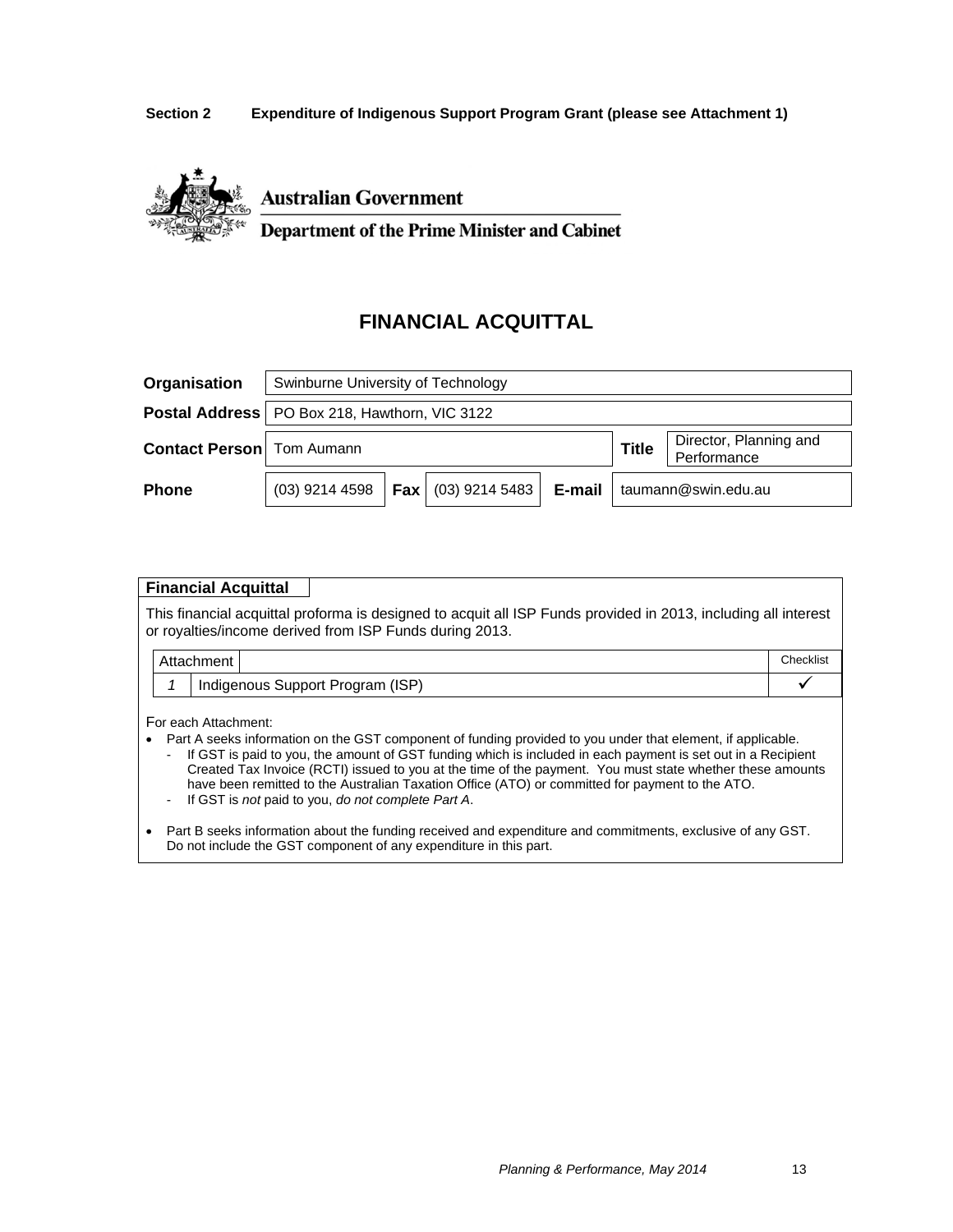**Section 2 Expenditure of Indigenous Support Program Grant (please see Attachment 1)**

**Australian Government**

**Department of the Prime Minister and Cabinet**

# FINANCIAL ACQUITTAL

| | | | | | |
|---|---|---|---|---|---|
| **Organisation** | Swinburne University of Technology | | | | |
| **Postal Address** | PO Box 218, Hawthorn, VIC 3122 | | | | |
| **Contact Person** | Tom Aumann | | | **Title** | Director, Planning and Performance |
| **Phone** | (03) 9214 4598 | **Fax** | (03) 9214 5483 | **E-mail** | taumann@swin.edu.au |

**Financial Acquittal**

This financial acquittal proforma is designed to acquit all ISP Funds provided in 2013, including all interest or royalties/income derived from ISP Funds during 2013.

| Attachment | | Checklist |
|---|---|---|
| *1* | Indigenous Support Program (ISP) | ✓ |

For each Attachment:

- Part A seeks information on the GST component of funding provided to you under that element, if applicable.
  - If GST is paid to you, the amount of GST funding which is included in each payment is set out in a Recipient Created Tax Invoice (RCTI) issued to you at the time of the payment. You must state whether these amounts have been remitted to the Australian Taxation Office (ATO) or committed for payment to the ATO.
  - If GST is *not* paid to you, *do not complete Part A*.
- Part B seeks information about the funding received and expenditure and commitments, exclusive of any GST. Do not include the GST component of any expenditure in this part.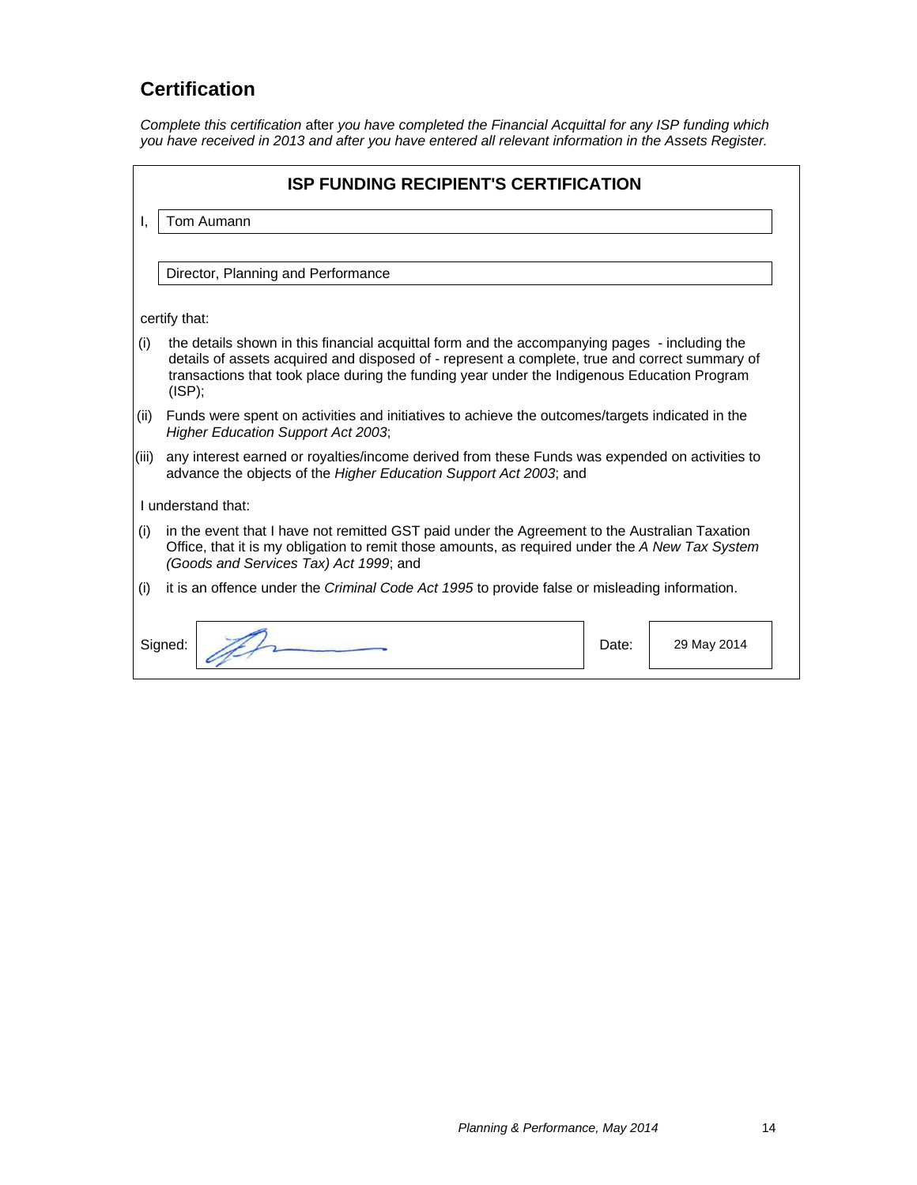## Certification

*Complete this certification* after *you have completed the Financial Acquittal for any ISP funding which you have received in 2013 and after you have entered all relevant information in the Assets Register.*

### ISP FUNDING RECIPIENT'S CERTIFICATION

I, Tom Aumann

Director, Planning and Performance

certify that:

(i) the details shown in this financial acquittal form and the accompanying pages - including the details of assets acquired and disposed of - represent a complete, true and correct summary of transactions that took place during the funding year under the Indigenous Education Program (ISP);

(ii) Funds were spent on activities and initiatives to achieve the outcomes/targets indicated in the *Higher Education Support Act 2003*;

(iii) any interest earned or royalties/income derived from these Funds was expended on activities to advance the objects of the *Higher Education Support Act 2003*; and

I understand that:

(i) in the event that I have not remitted GST paid under the Agreement to the Australian Taxation Office, that it is my obligation to remit those amounts, as required under the *A New Tax System (Goods and Services Tax) Act 1999*; and

(i) it is an offence under the *Criminal Code Act 1995* to provide false or misleading information.

| Signed: | [signature] | Date: | 29 May 2014 |
|---|---|---|---|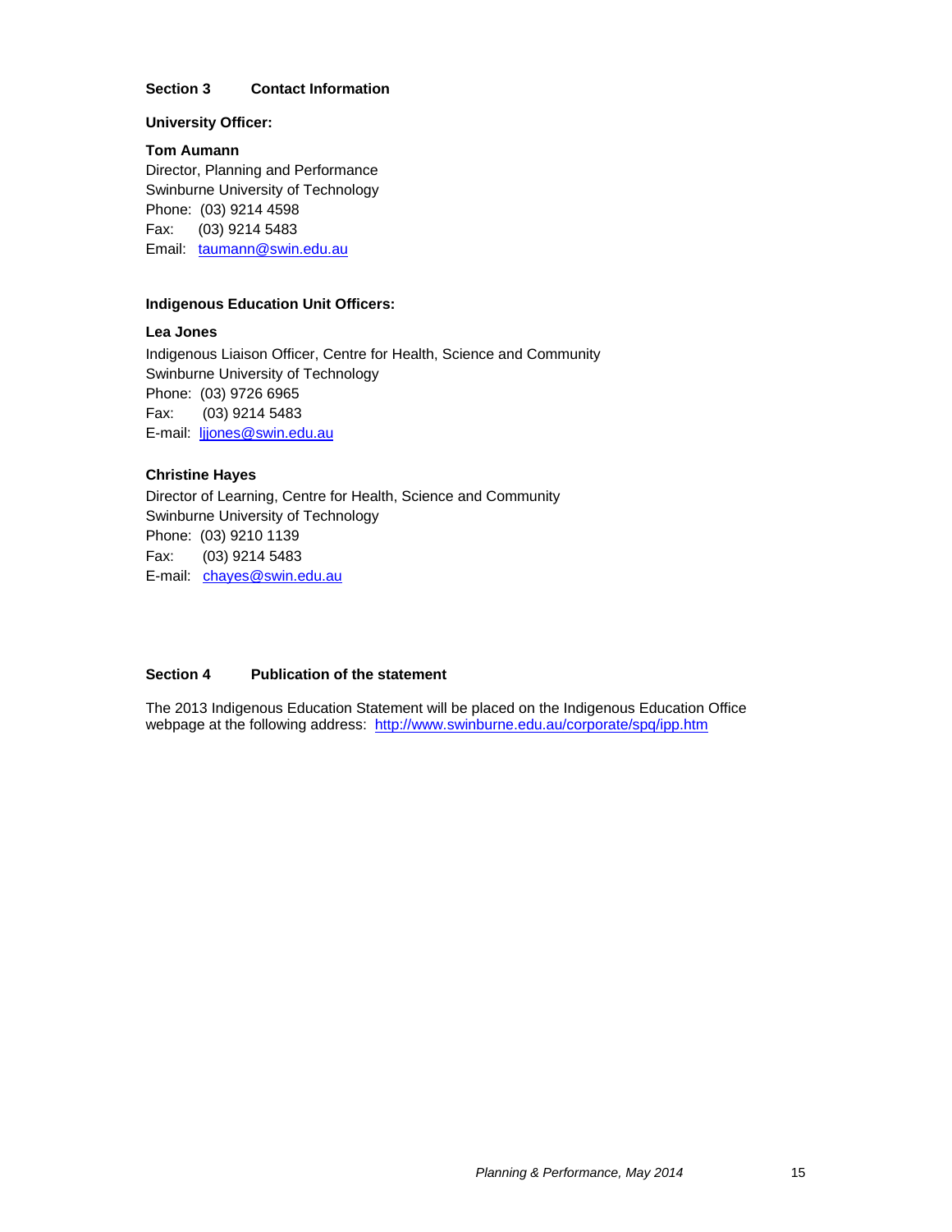## Section 3 Contact Information

**University Officer:**

**Tom Aumann**
Director, Planning and Performance
Swinburne University of Technology
Phone: (03) 9214 4598
Fax: (03) 9214 5483
Email: taumann@swin.edu.au

**Indigenous Education Unit Officers:**

**Lea Jones**
Indigenous Liaison Officer, Centre for Health, Science and Community
Swinburne University of Technology
Phone: (03) 9726 6965
Fax: (03) 9214 5483
E-mail: ljjones@swin.edu.au

**Christine Hayes**
Director of Learning, Centre for Health, Science and Community
Swinburne University of Technology
Phone: (03) 9210 1139
Fax: (03) 9214 5483
E-mail: chayes@swin.edu.au

## Section 4 Publication of the statement

The 2013 Indigenous Education Statement will be placed on the Indigenous Education Office webpage at the following address: http://www.swinburne.edu.au/corporate/spq/ipp.htm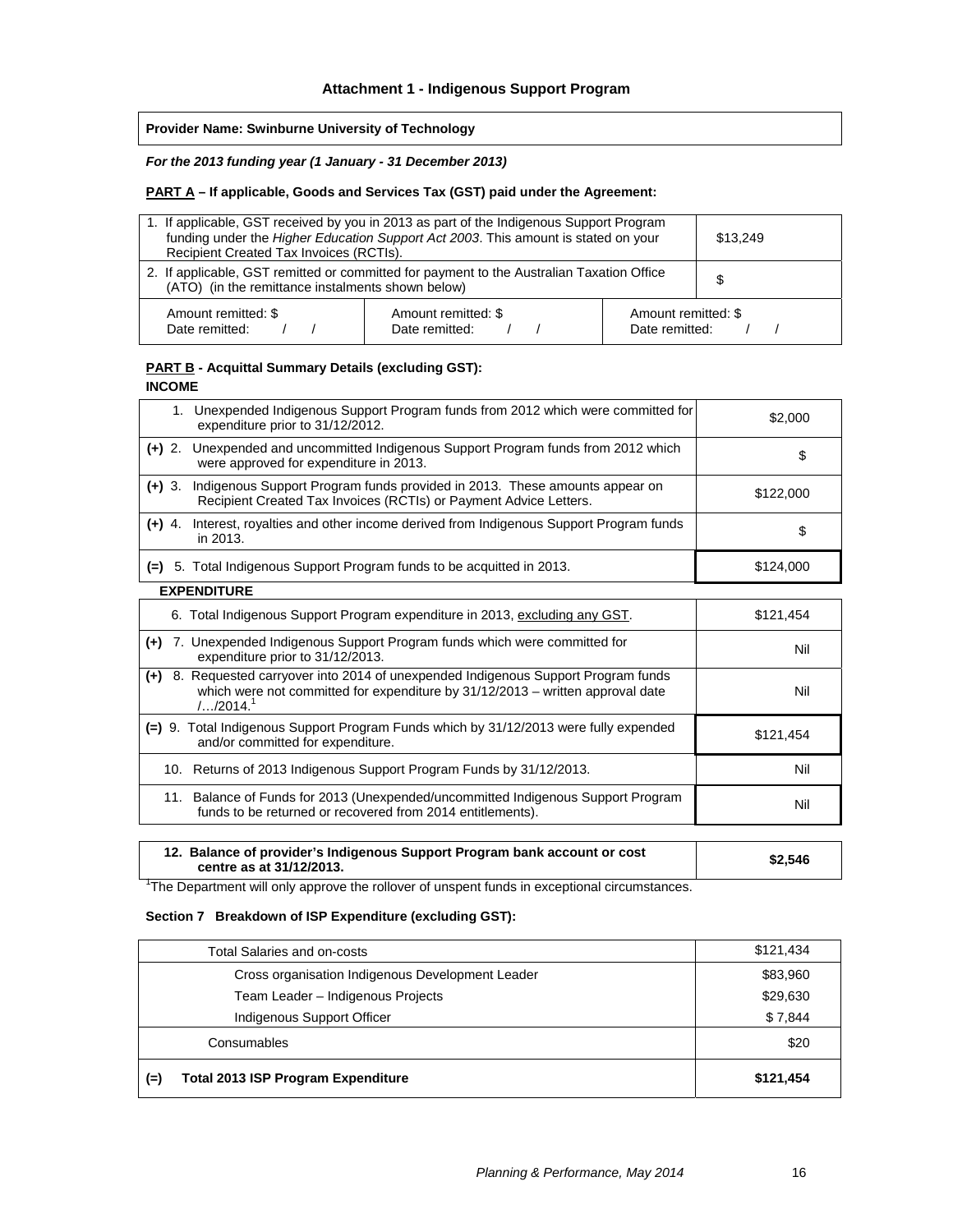### Attachment 1 - Indigenous Support Program

**Provider Name: Swinburne University of Technology**

***For the 2013 funding year (1 January - 31 December 2013)***

**PART A – If applicable, Goods and Services Tax (GST) paid under the Agreement:**

| | | |
|---|---|---|
| 1. If applicable, GST received by you in 2013 as part of the Indigenous Support Program funding under the *Higher Education Support Act 2003*. This amount is stated on your Recipient Created Tax Invoices (RCTIs). | | $13,249 |
| 2. If applicable, GST remitted or committed for payment to the Australian Taxation Office (ATO) (in the remittance instalments shown below) | | $ |
| Amount remitted: $ Date remitted: / / | Amount remitted: $ Date remitted: / / | Amount remitted: $ Date remitted: / / |

**PART B - Acquittal Summary Details (excluding GST):**

**INCOME**

| | |
|---|---|
| 1. Unexpended Indigenous Support Program funds from 2012 which were committed for expenditure prior to 31/12/2012. | $2,000 |
| **(+)** 2. Unexpended and uncommitted Indigenous Support Program funds from 2012 which were approved for expenditure in 2013. | $ |
| **(+)** 3. Indigenous Support Program funds provided in 2013. These amounts appear on Recipient Created Tax Invoices (RCTIs) or Payment Advice Letters. | $122,000 |
| **(+)** 4. Interest, royalties and other income derived from Indigenous Support Program funds in 2013. | $ |
| **(=)** 5. Total Indigenous Support Program funds to be acquitted in 2013. | $124,000 |

**EXPENDITURE**

| | |
|---|---|
| 6. Total Indigenous Support Program expenditure in 2013, excluding any GST. | $121,454 |
| **(+)** 7. Unexpended Indigenous Support Program funds which were committed for expenditure prior to 31/12/2013. | Nil |
| **(+)** 8. Requested carryover into 2014 of unexpended Indigenous Support Program funds which were not committed for expenditure by 31/12/2013 – written approval date /…/2014.[1] | Nil |
| **(=)** 9. Total Indigenous Support Program Funds which by 31/12/2013 were fully expended and/or committed for expenditure. | $121,454 |
| 10. Returns of 2013 Indigenous Support Program Funds by 31/12/2013. | Nil |
| 11. Balance of Funds for 2013 (Unexpended/uncommitted Indigenous Support Program funds to be returned or recovered from 2014 entitlements). | Nil |

| | |
|---|---|
| **12. Balance of provider's Indigenous Support Program bank account or cost centre as at 31/12/2013.** | **$2,546** |

[1]The Department will only approve the rollover of unspent funds in exceptional circumstances.

**Section 7 Breakdown of ISP Expenditure (excluding GST):**

| | |
|---|---|
| Total Salaries and on-costs | $121,434 |
| Cross organisation Indigenous Development Leader | $83,960 |
| Team Leader – Indigenous Projects | $29,630 |
| Indigenous Support Officer | $ 7,844 |
| Consumables | $20 |
| **(=) Total 2013 ISP Program Expenditure** | **$121,454** |

*Planning & Performance, May 2014*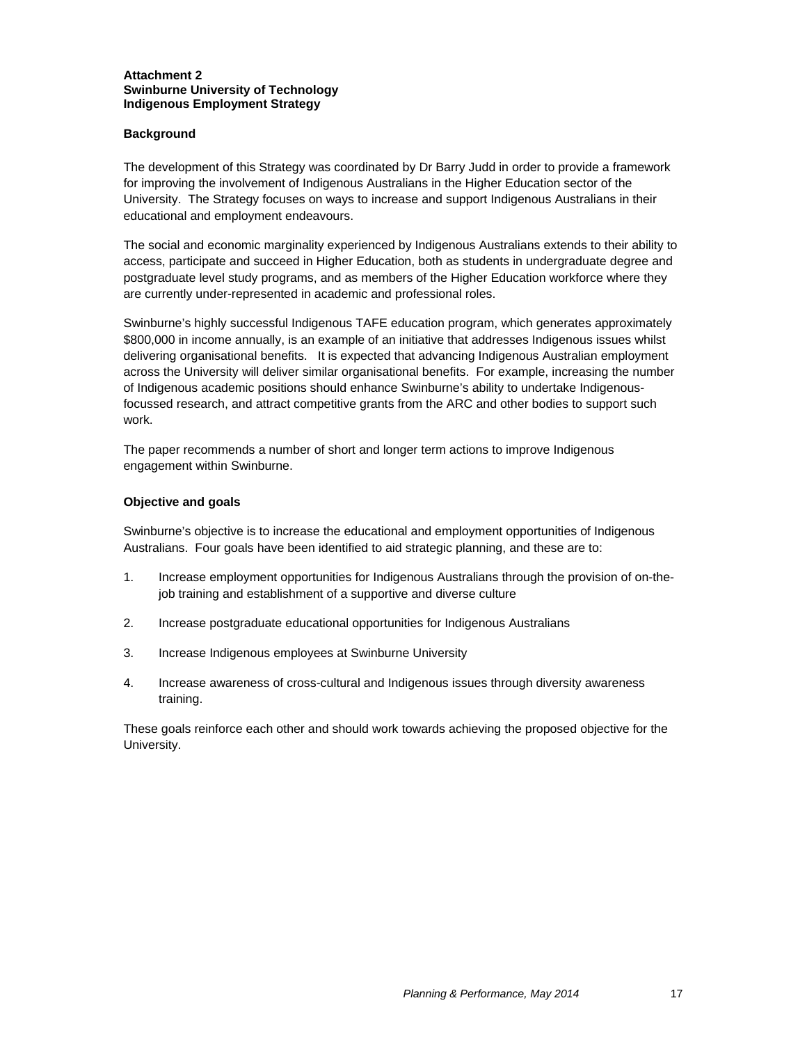**Attachment 2**
**Swinburne University of Technology**
**Indigenous Employment Strategy**

**Background**

The development of this Strategy was coordinated by Dr Barry Judd in order to provide a framework for improving the involvement of Indigenous Australians in the Higher Education sector of the University. The Strategy focuses on ways to increase and support Indigenous Australians in their educational and employment endeavours.

The social and economic marginality experienced by Indigenous Australians extends to their ability to access, participate and succeed in Higher Education, both as students in undergraduate degree and postgraduate level study programs, and as members of the Higher Education workforce where they are currently under-represented in academic and professional roles.

Swinburne's highly successful Indigenous TAFE education program, which generates approximately $800,000 in income annually, is an example of an initiative that addresses Indigenous issues whilst delivering organisational benefits. It is expected that advancing Indigenous Australian employment across the University will deliver similar organisational benefits. For example, increasing the number of Indigenous academic positions should enhance Swinburne's ability to undertake Indigenous-focussed research, and attract competitive grants from the ARC and other bodies to support such work.

The paper recommends a number of short and longer term actions to improve Indigenous engagement within Swinburne.

**Objective and goals**

Swinburne's objective is to increase the educational and employment opportunities of Indigenous Australians. Four goals have been identified to aid strategic planning, and these are to:

1. Increase employment opportunities for Indigenous Australians through the provision of on-the-job training and establishment of a supportive and diverse culture
2. Increase postgraduate educational opportunities for Indigenous Australians
3. Increase Indigenous employees at Swinburne University
4. Increase awareness of cross-cultural and Indigenous issues through diversity awareness training.

These goals reinforce each other and should work towards achieving the proposed objective for the University.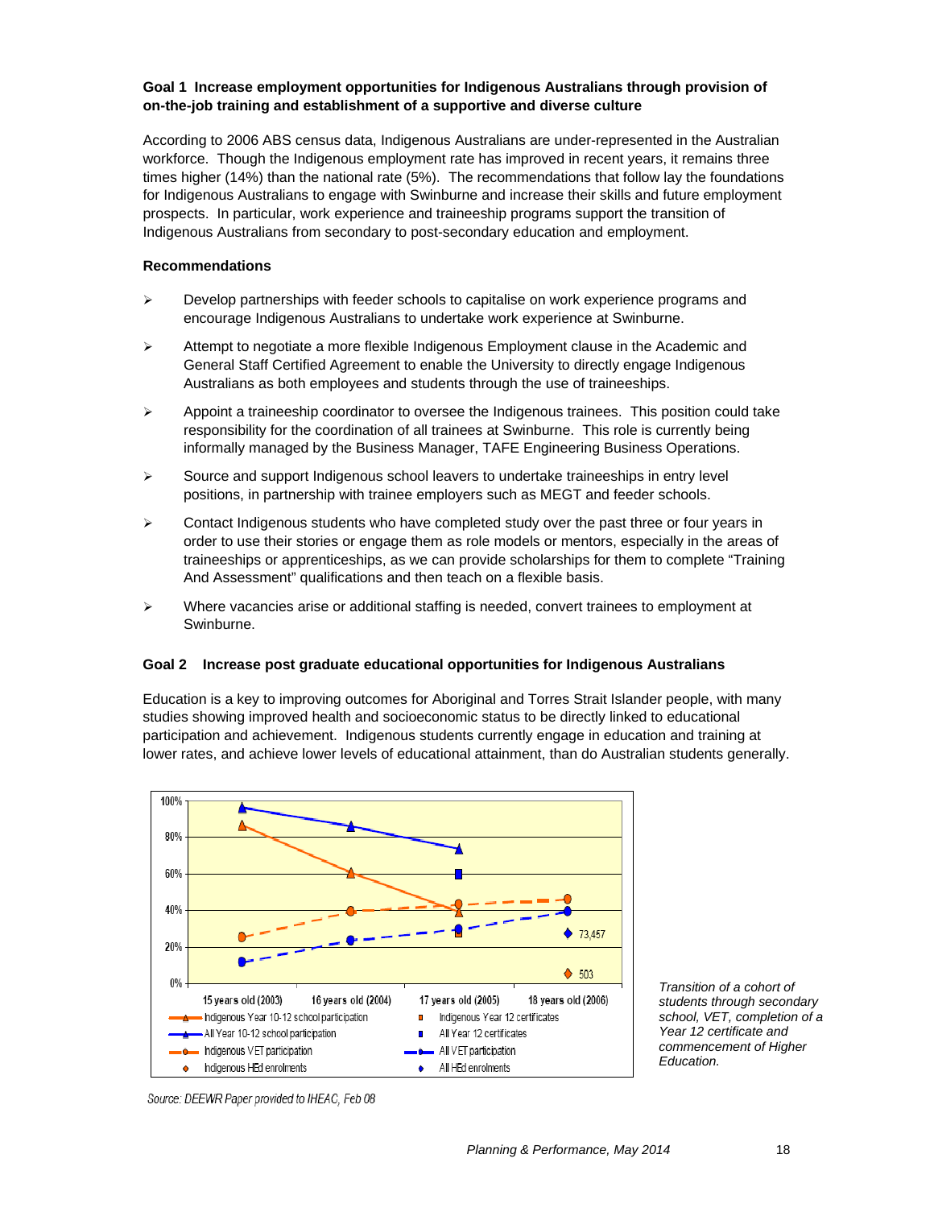**Goal 1 Increase employment opportunities for Indigenous Australians through provision of on-the-job training and establishment of a supportive and diverse culture**

According to 2006 ABS census data, Indigenous Australians are under-represented in the Australian workforce. Though the Indigenous employment rate has improved in recent years, it remains three times higher (14%) than the national rate (5%). The recommendations that follow lay the foundations for Indigenous Australians to engage with Swinburne and increase their skills and future employment prospects. In particular, work experience and traineeship programs support the transition of Indigenous Australians from secondary to post-secondary education and employment.

**Recommendations**

- Develop partnerships with feeder schools to capitalise on work experience programs and encourage Indigenous Australians to undertake work experience at Swinburne.
- Attempt to negotiate a more flexible Indigenous Employment clause in the Academic and General Staff Certified Agreement to enable the University to directly engage Indigenous Australians as both employees and students through the use of traineeships.
- Appoint a traineeship coordinator to oversee the Indigenous trainees. This position could take responsibility for the coordination of all trainees at Swinburne. This role is currently being informally managed by the Business Manager, TAFE Engineering Business Operations.
- Source and support Indigenous school leavers to undertake traineeships in entry level positions, in partnership with trainee employers such as MEGT and feeder schools.
- Contact Indigenous students who have completed study over the past three or four years in order to use their stories or engage them as role models or mentors, especially in the areas of traineeships or apprenticeships, as we can provide scholarships for them to complete "Training And Assessment" qualifications and then teach on a flexible basis.
- Where vacancies arise or additional staffing is needed, convert trainees to employment at Swinburne.

**Goal 2 Increase post graduate educational opportunities for Indigenous Australians**

Education is a key to improving outcomes for Aboriginal and Torres Strait Islander people, with many studies showing improved health and socioeconomic status to be directly linked to educational participation and achievement. Indigenous students currently engage in education and training at lower rates, and achieve lower levels of educational attainment, than do Australian students generally.

*Transition of a cohort of students through secondary school, VET, completion of a Year 12 certificate and commencement of Higher Education.*

Source: DEEWR Paper provided to IHEAC, Feb 08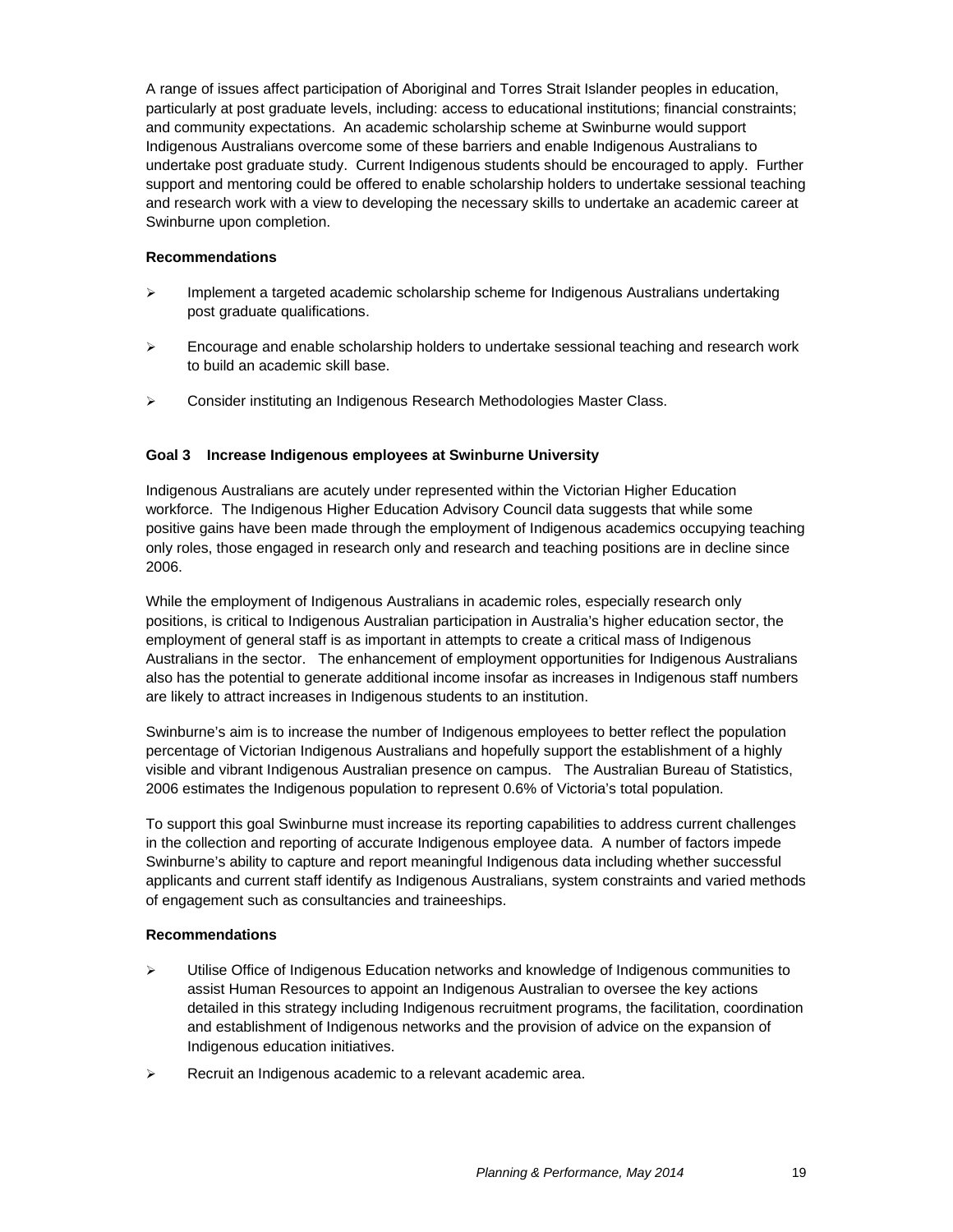A range of issues affect participation of Aboriginal and Torres Strait Islander peoples in education, particularly at post graduate levels, including: access to educational institutions; financial constraints; and community expectations. An academic scholarship scheme at Swinburne would support Indigenous Australians overcome some of these barriers and enable Indigenous Australians to undertake post graduate study. Current Indigenous students should be encouraged to apply. Further support and mentoring could be offered to enable scholarship holders to undertake sessional teaching and research work with a view to developing the necessary skills to undertake an academic career at Swinburne upon completion.

**Recommendations**

- Implement a targeted academic scholarship scheme for Indigenous Australians undertaking post graduate qualifications.
- Encourage and enable scholarship holders to undertake sessional teaching and research work to build an academic skill base.
- Consider instituting an Indigenous Research Methodologies Master Class.

### Goal 3 Increase Indigenous employees at Swinburne University

Indigenous Australians are acutely under represented within the Victorian Higher Education workforce. The Indigenous Higher Education Advisory Council data suggests that while some positive gains have been made through the employment of Indigenous academics occupying teaching only roles, those engaged in research only and research and teaching positions are in decline since 2006.

While the employment of Indigenous Australians in academic roles, especially research only positions, is critical to Indigenous Australian participation in Australia's higher education sector, the employment of general staff is as important in attempts to create a critical mass of Indigenous Australians in the sector. The enhancement of employment opportunities for Indigenous Australians also has the potential to generate additional income insofar as increases in Indigenous staff numbers are likely to attract increases in Indigenous students to an institution.

Swinburne's aim is to increase the number of Indigenous employees to better reflect the population percentage of Victorian Indigenous Australians and hopefully support the establishment of a highly visible and vibrant Indigenous Australian presence on campus. The Australian Bureau of Statistics, 2006 estimates the Indigenous population to represent 0.6% of Victoria's total population.

To support this goal Swinburne must increase its reporting capabilities to address current challenges in the collection and reporting of accurate Indigenous employee data. A number of factors impede Swinburne's ability to capture and report meaningful Indigenous data including whether successful applicants and current staff identify as Indigenous Australians, system constraints and varied methods of engagement such as consultancies and traineeships.

**Recommendations**

- Utilise Office of Indigenous Education networks and knowledge of Indigenous communities to assist Human Resources to appoint an Indigenous Australian to oversee the key actions detailed in this strategy including Indigenous recruitment programs, the facilitation, coordination and establishment of Indigenous networks and the provision of advice on the expansion of Indigenous education initiatives.
- Recruit an Indigenous academic to a relevant academic area.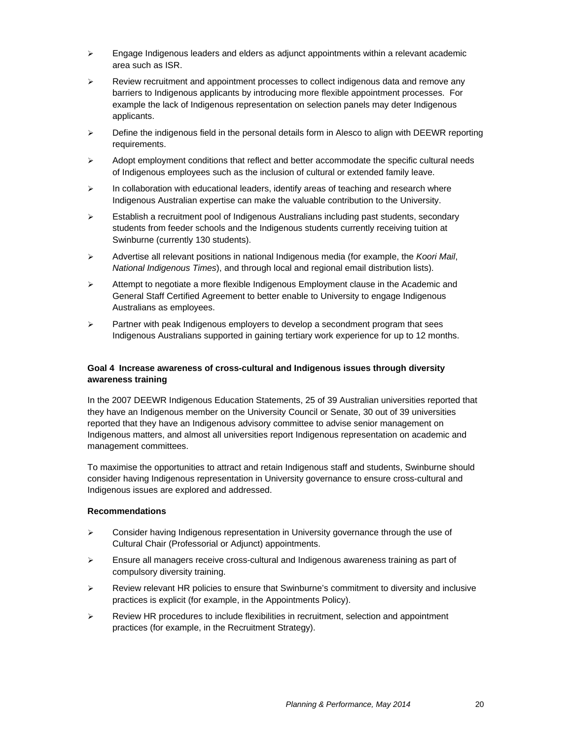- Engage Indigenous leaders and elders as adjunct appointments within a relevant academic area such as ISR.
- Review recruitment and appointment processes to collect indigenous data and remove any barriers to Indigenous applicants by introducing more flexible appointment processes. For example the lack of Indigenous representation on selection panels may deter Indigenous applicants.
- Define the indigenous field in the personal details form in Alesco to align with DEEWR reporting requirements.
- Adopt employment conditions that reflect and better accommodate the specific cultural needs of Indigenous employees such as the inclusion of cultural or extended family leave.
- In collaboration with educational leaders, identify areas of teaching and research where Indigenous Australian expertise can make the valuable contribution to the University.
- Establish a recruitment pool of Indigenous Australians including past students, secondary students from feeder schools and the Indigenous students currently receiving tuition at Swinburne (currently 130 students).
- Advertise all relevant positions in national Indigenous media (for example, the *Koori Mail*, *National Indigenous Times*), and through local and regional email distribution lists).
- Attempt to negotiate a more flexible Indigenous Employment clause in the Academic and General Staff Certified Agreement to better enable to University to engage Indigenous Australians as employees.
- Partner with peak Indigenous employers to develop a secondment program that sees Indigenous Australians supported in gaining tertiary work experience for up to 12 months.

**Goal 4 Increase awareness of cross-cultural and Indigenous issues through diversity awareness training**

In the 2007 DEEWR Indigenous Education Statements, 25 of 39 Australian universities reported that they have an Indigenous member on the University Council or Senate, 30 out of 39 universities reported that they have an Indigenous advisory committee to advise senior management on Indigenous matters, and almost all universities report Indigenous representation on academic and management committees.

To maximise the opportunities to attract and retain Indigenous staff and students, Swinburne should consider having Indigenous representation in University governance to ensure cross-cultural and Indigenous issues are explored and addressed.

**Recommendations**

- Consider having Indigenous representation in University governance through the use of Cultural Chair (Professorial or Adjunct) appointments.
- Ensure all managers receive cross-cultural and Indigenous awareness training as part of compulsory diversity training.
- Review relevant HR policies to ensure that Swinburne's commitment to diversity and inclusive practices is explicit (for example, in the Appointments Policy).
- Review HR procedures to include flexibilities in recruitment, selection and appointment practices (for example, in the Recruitment Strategy).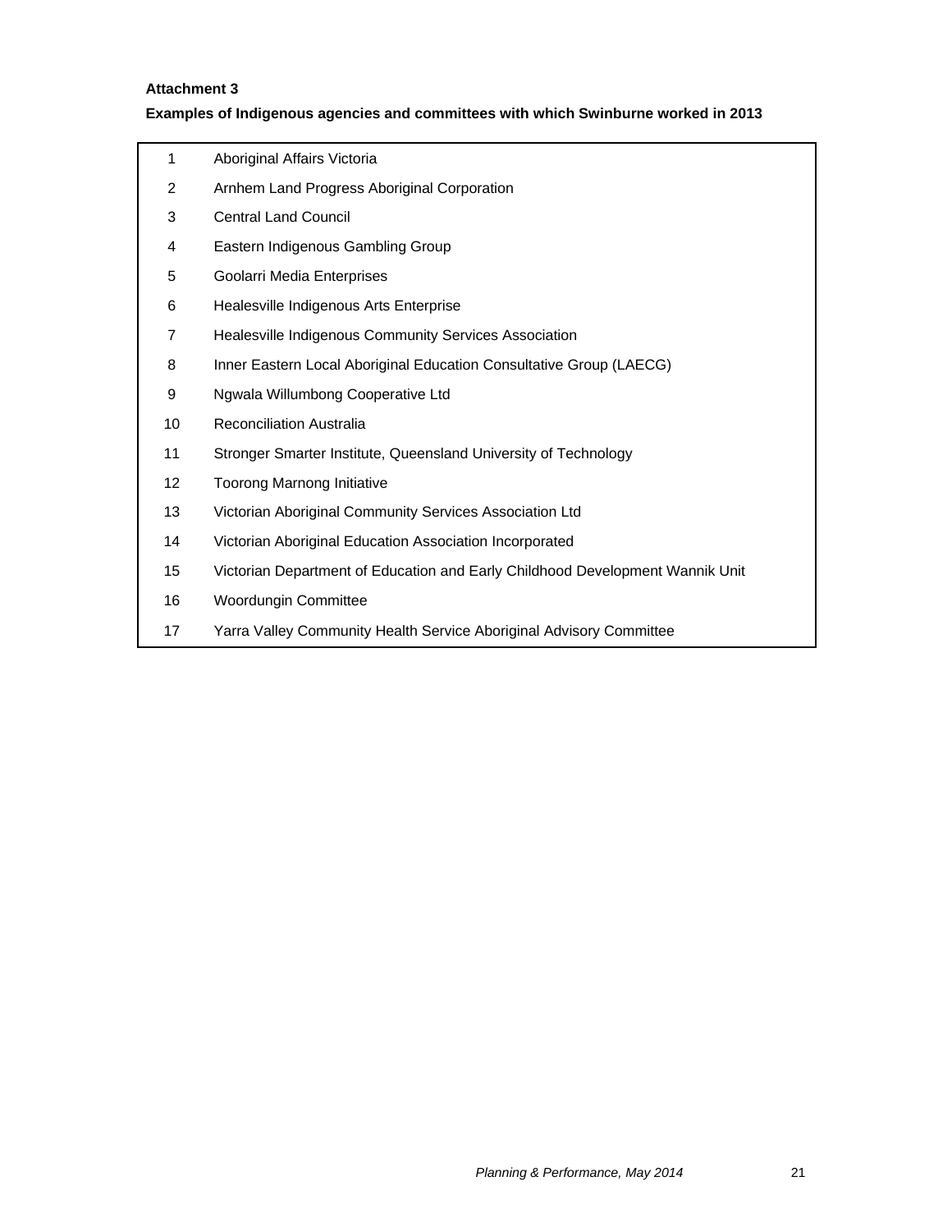**Attachment 3**

**Examples of Indigenous agencies and committees with which Swinburne worked in 2013**

| | |
|---|---|
| 1 | Aboriginal Affairs Victoria |
| 2 | Arnhem Land Progress Aboriginal Corporation |
| 3 | Central Land Council |
| 4 | Eastern Indigenous Gambling Group |
| 5 | Goolarri Media Enterprises |
| 6 | Healesville Indigenous Arts Enterprise |
| 7 | Healesville Indigenous Community Services Association |
| 8 | Inner Eastern Local Aboriginal Education Consultative Group (LAECG) |
| 9 | Ngwala Willumbong Cooperative Ltd |
| 10 | Reconciliation Australia |
| 11 | Stronger Smarter Institute, Queensland University of Technology |
| 12 | Toorong Marnong Initiative |
| 13 | Victorian Aboriginal Community Services Association Ltd |
| 14 | Victorian Aboriginal Education Association Incorporated |
| 15 | Victorian Department of Education and Early Childhood Development Wannik Unit |
| 16 | Woordungin Committee |
| 17 | Yarra Valley Community Health Service Aboriginal Advisory Committee |